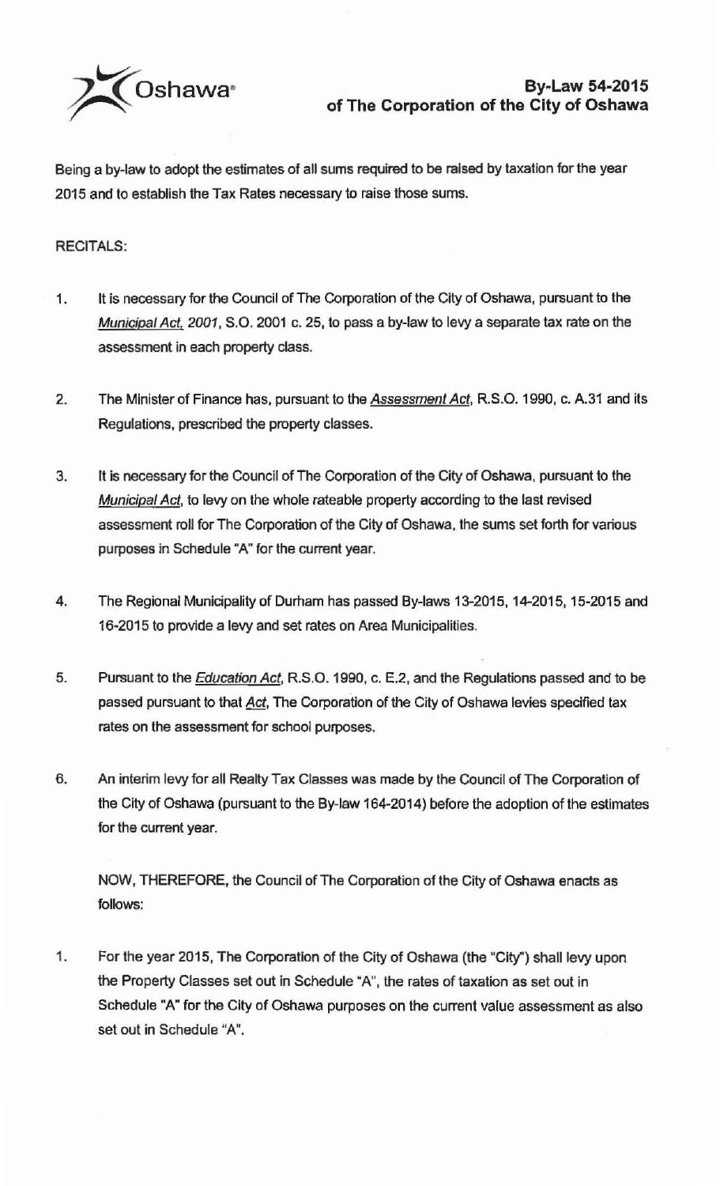# By-Law 54-2015
## of The Corporation of the City of Oshawa

Being a by-law to adopt the estimates of all sums required to be raised by taxation for the year 2015 and to establish the Tax Rates necessary to raise those sums.

RECITALS:

1. It is necessary for the Council of The Corporation of the City of Oshawa, pursuant to the *Municipal Act, 2001*, S.O. 2001 c. 25, to pass a by-law to levy a separate tax rate on the assessment in each property class.

2. The Minister of Finance has, pursuant to the *Assessment Act*, R.S.O. 1990, c. A.31 and its Regulations, prescribed the property classes.

3. It is necessary for the Council of The Corporation of the City of Oshawa, pursuant to the *Municipal Act*, to levy on the whole rateable property according to the last revised assessment roll for The Corporation of the City of Oshawa, the sums set forth for various purposes in Schedule "A" for the current year.

4. The Regional Municipality of Durham has passed By-laws 13-2015, 14-2015, 15-2015 and 16-2015 to provide a levy and set rates on Area Municipalities.

5. Pursuant to the *Education Act*, R.S.O. 1990, c. E.2, and the Regulations passed and to be passed pursuant to that *Act*, The Corporation of the City of Oshawa levies specified tax rates on the assessment for school purposes.

6. An interim levy for all Realty Tax Classes was made by the Council of The Corporation of the City of Oshawa (pursuant to the By-law 164-2014) before the adoption of the estimates for the current year.

NOW, THEREFORE, the Council of The Corporation of the City of Oshawa enacts as follows:

1. For the year 2015, The Corporation of the City of Oshawa (the "City") shall levy upon the Property Classes set out in Schedule "A", the rates of taxation as set out in Schedule "A" for the City of Oshawa purposes on the current value assessment as also set out in Schedule "A".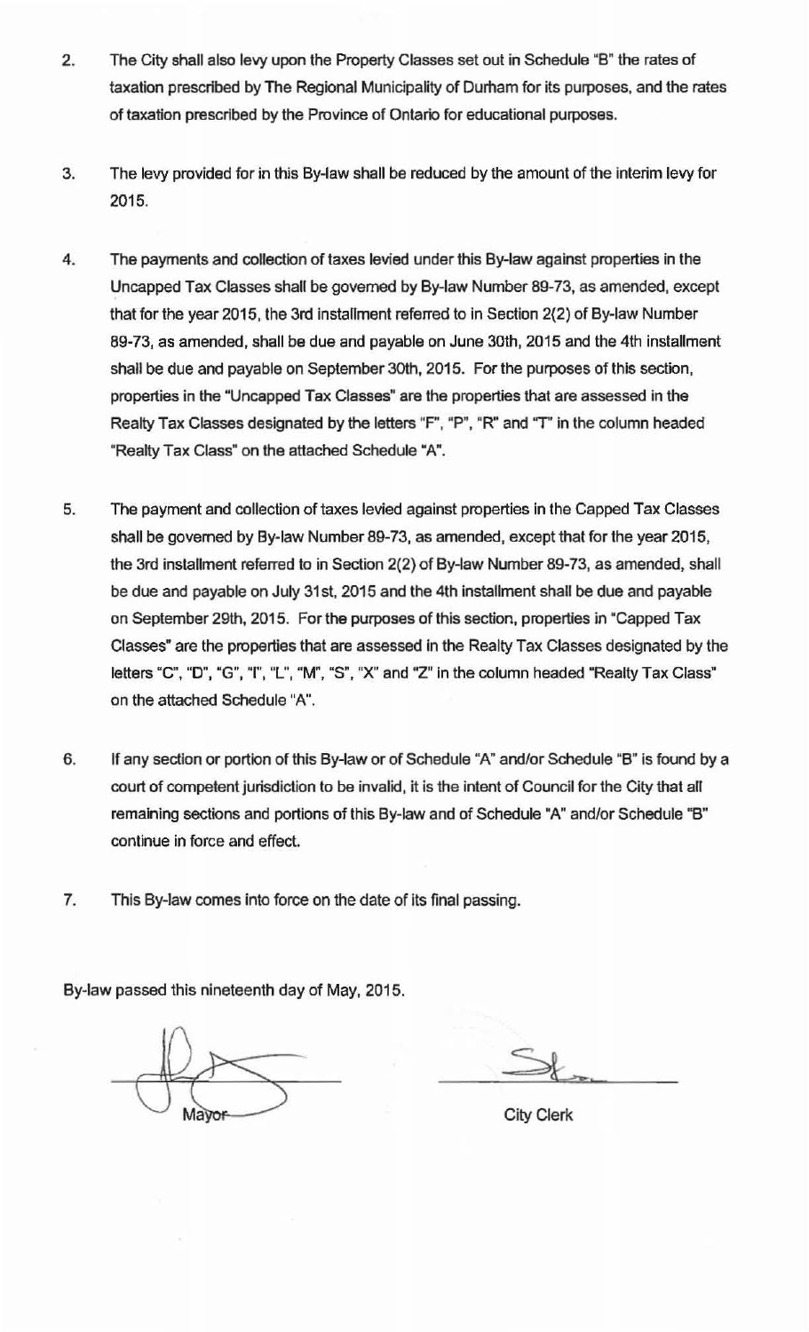2. The City shall also levy upon the Property Classes set out in Schedule "B" the rates of taxation prescribed by The Regional Municipality of Durham for its purposes, and the rates of taxation prescribed by the Province of Ontario for educational purposes.

3. The levy provided for in this By-law shall be reduced by the amount of the interim levy for 2015.

4. The payments and collection of taxes levied under this By-law against properties in the Uncapped Tax Classes shall be governed by By-law Number 89-73, as amended, except that for the year 2015, the 3rd installment referred to in Section 2(2) of By-law Number 89-73, as amended, shall be due and payable on June 30th, 2015 and the 4th installment shall be due and payable on September 30th, 2015. For the purposes of this section, properties in the "Uncapped Tax Classes" are the properties that are assessed in the Realty Tax Classes designated by the letters "F", "P", "R" and "T" in the column headed "Realty Tax Class" on the attached Schedule "A".

5. The payment and collection of taxes levied against properties in the Capped Tax Classes shall be governed by By-law Number 89-73, as amended, except that for the year 2015, the 3rd installment referred to in Section 2(2) of By-law Number 89-73, as amended, shall be due and payable on July 31st, 2015 and the 4th installment shall be due and payable on September 29th, 2015. For the purposes of this section, properties in "Capped Tax Classes" are the properties that are assessed in the Realty Tax Classes designated by the letters "C", "D", "G", "I", "L", "M", "S", "X" and "Z" in the column headed "Realty Tax Class" on the attached Schedule "A".

6. If any section or portion of this By-law or of Schedule "A" and/or Schedule "B" is found by a court of competent jurisdiction to be invalid, it is the intent of Council for the City that all remaining sections and portions of this By-law and of Schedule "A" and/or Schedule "B" continue in force and effect.

7. This By-law comes into force on the date of its final passing.

By-law passed this nineteenth day of May, 2015.

Mayor

City Clerk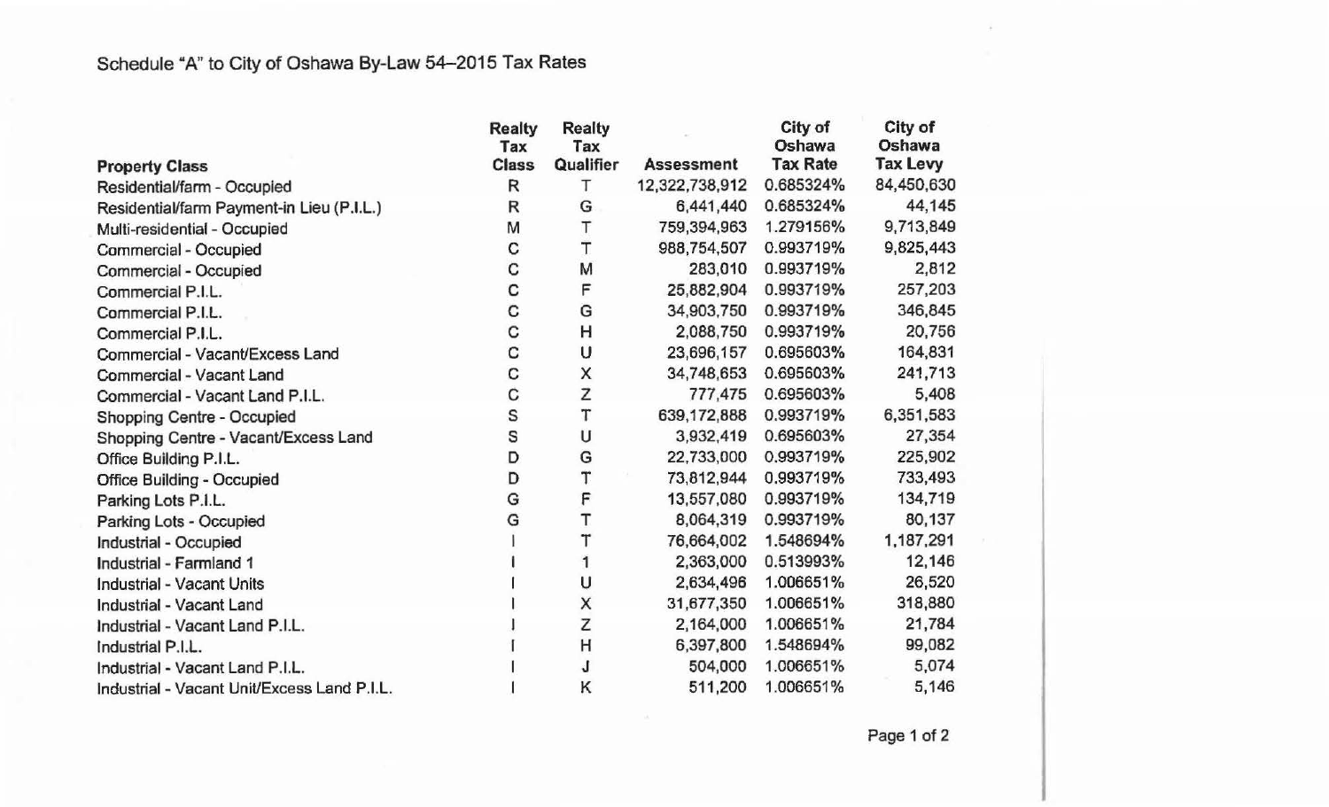Schedule "A" to City of Oshawa By-Law 54–2015 Tax Rates

| Property Class | Realty Tax Class | Realty Tax Qualifier | Assessment | City of Oshawa Tax Rate | City of Oshawa Tax Levy |
|---|---|---|---|---|---|
| Residential/farm - Occupied | R | T | 12,322,738,912 | 0.685324% | 84,450,630 |
| Residential/farm Payment-in Lieu (P.I.L.) | R | G | 6,441,440 | 0.685324% | 44,145 |
| Multi-residential - Occupied | M | T | 759,394,963 | 1.279156% | 9,713,849 |
| Commercial - Occupied | C | T | 988,754,507 | 0.993719% | 9,825,443 |
| Commercial - Occupied | C | M | 283,010 | 0.993719% | 2,812 |
| Commercial P.I.L. | C | F | 25,882,904 | 0.993719% | 257,203 |
| Commercial P.I.L. | C | G | 34,903,750 | 0.993719% | 346,845 |
| Commercial P.I.L. | C | H | 2,088,750 | 0.993719% | 20,756 |
| Commercial - Vacant/Excess Land | C | U | 23,696,157 | 0.695603% | 164,831 |
| Commercial - Vacant Land | C | X | 34,748,653 | 0.695603% | 241,713 |
| Commercial - Vacant Land P.I.L. | C | Z | 777,475 | 0.695603% | 5,408 |
| Shopping Centre - Occupied | S | T | 639,172,888 | 0.993719% | 6,351,583 |
| Shopping Centre - Vacant/Excess Land | S | U | 3,932,419 | 0.695603% | 27,354 |
| Office Building P.I.L. | D | G | 22,733,000 | 0.993719% | 225,902 |
| Office Building - Occupied | D | T | 73,812,944 | 0.993719% | 733,493 |
| Parking Lots P.I.L. | G | F | 13,557,080 | 0.993719% | 134,719 |
| Parking Lots - Occupied | G | T | 8,064,319 | 0.993719% | 80,137 |
| Industrial - Occupied | I | T | 76,664,002 | 1.548694% | 1,187,291 |
| Industrial - Farmland 1 | I | 1 | 2,363,000 | 0.513993% | 12,146 |
| Industrial - Vacant Units | I | U | 2,634,496 | 1.006651% | 26,520 |
| Industrial - Vacant Land | I | X | 31,677,350 | 1.006651% | 318,880 |
| Industrial - Vacant Land P.I.L. | I | Z | 2,164,000 | 1.006651% | 21,784 |
| Industrial P.I.L. | I | H | 6,397,800 | 1.548694% | 99,082 |
| Industrial - Vacant Land P.I.L. | I | J | 504,000 | 1.006651% | 5,074 |
| Industrial - Vacant Unit/Excess Land P.I.L. | I | K | 511,200 | 1.006651% | 5,146 |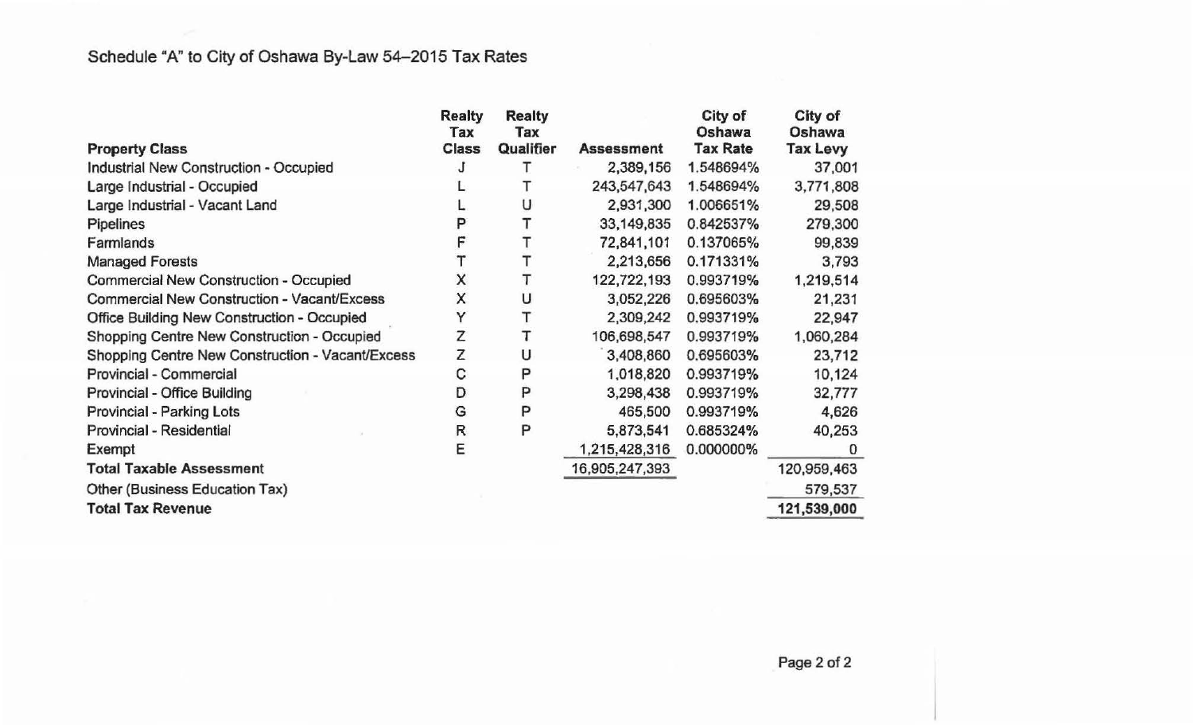Schedule "A" to City of Oshawa By-Law 54–2015 Tax Rates

| Property Class | Realty Tax Class | Realty Tax Qualifier | Assessment | City of Oshawa Tax Rate | City of Oshawa Tax Levy |
|---|---|---|---|---|---|
| Industrial New Construction - Occupied | J | T | 2,389,156 | 1.548694% | 37,001 |
| Large Industrial - Occupied | L | T | 243,547,643 | 1.548694% | 3,771,808 |
| Large Industrial - Vacant Land | L | U | 2,931,300 | 1.006651% | 29,508 |
| Pipelines | P | T | 33,149,835 | 0.842537% | 279,300 |
| Farmlands | F | T | 72,841,101 | 0.137065% | 99,839 |
| Managed Forests | T | T | 2,213,656 | 0.171331% | 3,793 |
| Commercial New Construction - Occupied | X | T | 122,722,193 | 0.993719% | 1,219,514 |
| Commercial New Construction - Vacant/Excess | X | U | 3,052,226 | 0.695603% | 21,231 |
| Office Building New Construction - Occupied | Y | T | 2,309,242 | 0.993719% | 22,947 |
| Shopping Centre New Construction - Occupied | Z | T | 106,698,547 | 0.993719% | 1,060,284 |
| Shopping Centre New Construction - Vacant/Excess | Z | U | 3,408,860 | 0.695603% | 23,712 |
| Provincial - Commercial | C | P | 1,018,820 | 0.993719% | 10,124 |
| Provincial - Office Building | D | P | 3,298,438 | 0.993719% | 32,777 |
| Provincial - Parking Lots | G | P | 465,500 | 0.993719% | 4,626 |
| Provincial - Residential | R | P | 5,873,541 | 0.685324% | 40,253 |
| Exempt | E | | 1,215,428,316 | 0.000000% | 0 |
| **Total Taxable Assessment** | | | 16,905,247,393 | | 120,959,463 |
| Other (Business Education Tax) | | | | | 579,537 |
| **Total Tax Revenue** | | | | | 121,539,000 |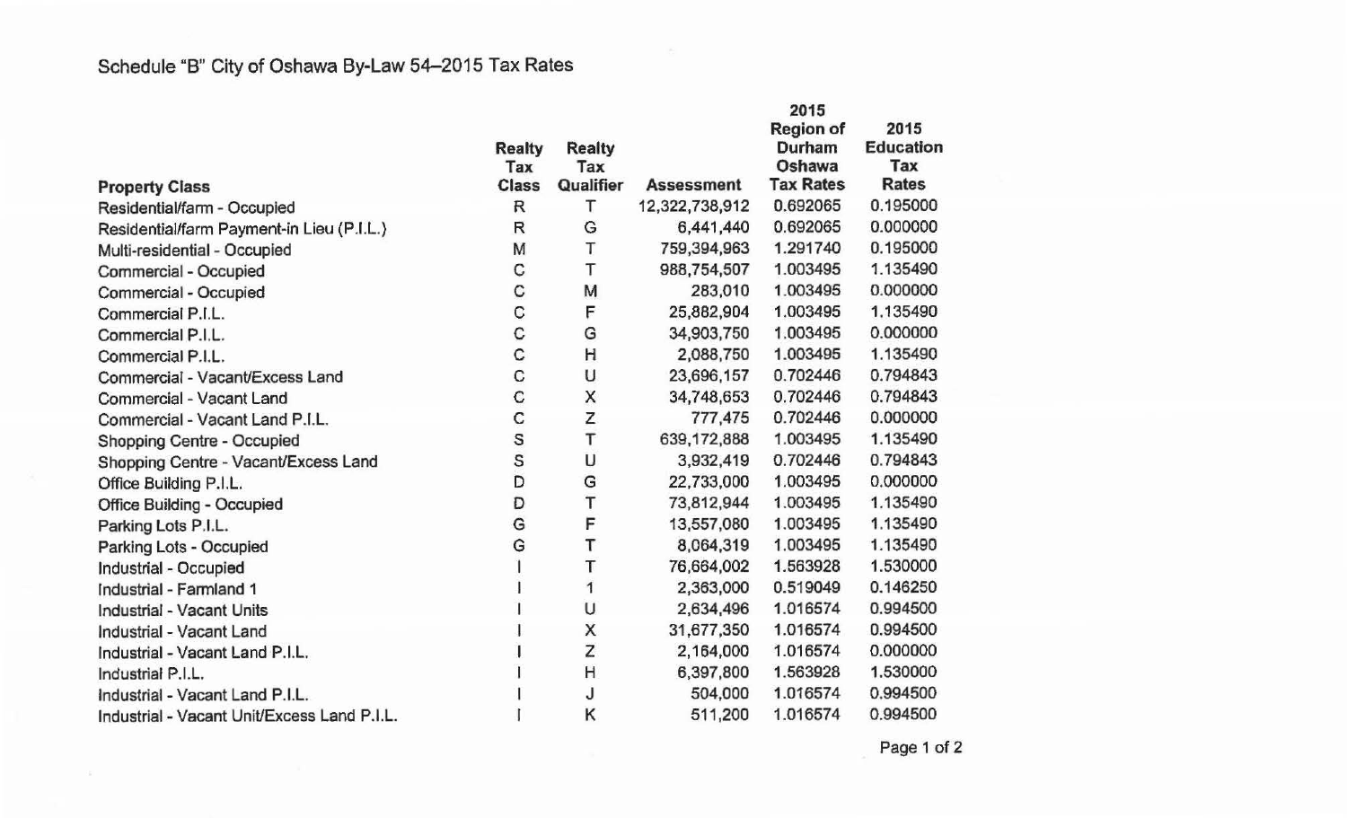Schedule "B" City of Oshawa By-Law 54–2015 Tax Rates

| Property Class | Realty Tax Class | Realty Tax Qualifier | Assessment | 2015 Region of Durham Oshawa Tax Rates | 2015 Education Tax Rates |
|---|---|---|---|---|---|
| Residential/farm - Occupied | R | T | 12,322,738,912 | 0.692065 | 0.195000 |
| Residential/farm Payment-in Lieu (P.I.L.) | R | G | 6,441,440 | 0.692065 | 0.000000 |
| Multi-residential - Occupied | M | T | 759,394,963 | 1.291740 | 0.195000 |
| Commercial - Occupied | C | T | 988,754,507 | 1.003495 | 1.135490 |
| Commercial - Occupied | C | M | 283,010 | 1.003495 | 0.000000 |
| Commercial P.I.L. | C | F | 25,882,904 | 1.003495 | 1.135490 |
| Commercial P.I.L. | C | G | 34,903,750 | 1.003495 | 0.000000 |
| Commercial P.I.L. | C | H | 2,088,750 | 1.003495 | 1.135490 |
| Commercial - Vacant/Excess Land | C | U | 23,696,157 | 0.702446 | 0.794843 |
| Commercial - Vacant Land | C | X | 34,748,653 | 0.702446 | 0.794843 |
| Commercial - Vacant Land P.I.L. | C | Z | 777,475 | 0.702446 | 0.000000 |
| Shopping Centre - Occupied | S | T | 639,172,888 | 1.003495 | 1.135490 |
| Shopping Centre - Vacant/Excess Land | S | U | 3,932,419 | 0.702446 | 0.794843 |
| Office Building P.I.L. | D | G | 22,733,000 | 1.003495 | 0.000000 |
| Office Building - Occupied | D | T | 73,812,944 | 1.003495 | 1.135490 |
| Parking Lots P.I.L. | G | F | 13,557,080 | 1.003495 | 1.135490 |
| Parking Lots - Occupied | G | T | 8,064,319 | 1.003495 | 1.135490 |
| Industrial - Occupied | I | T | 76,664,002 | 1.563928 | 1.530000 |
| Industrial - Farmland 1 | I | 1 | 2,363,000 | 0.519049 | 0.146250 |
| Industrial - Vacant Units | I | U | 2,634,496 | 1.016574 | 0.994500 |
| Industrial - Vacant Land | I | X | 31,677,350 | 1.016574 | 0.994500 |
| Industrial - Vacant Land P.I.L. | I | Z | 2,164,000 | 1.016574 | 0.000000 |
| Industrial P.I.L. | I | H | 6,397,800 | 1.563928 | 1.530000 |
| Industrial - Vacant Land P.I.L. | I | J | 504,000 | 1.016574 | 0.994500 |
| Industrial - Vacant Unit/Excess Land P.I.L. | I | K | 511,200 | 1.016574 | 0.994500 |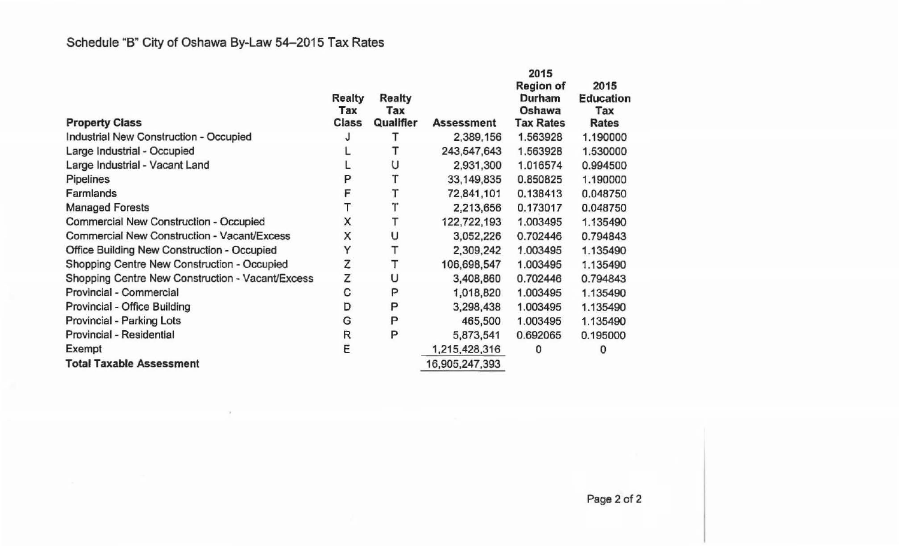Schedule "B" City of Oshawa By-Law 54–2015 Tax Rates

| Property Class | Realty Tax Class | Realty Tax Qualifier | Assessment | 2015 Region of Durham Oshawa Tax Rates | 2015 Education Tax Rates |
|---|---|---|---|---|---|
| Industrial New Construction - Occupied | J | T | 2,389,156 | 1.563928 | 1.190000 |
| Large Industrial - Occupied | L | T | 243,547,643 | 1.563928 | 1.530000 |
| Large Industrial - Vacant Land | L | U | 2,931,300 | 1.016574 | 0.994500 |
| Pipelines | P | T | 33,149,835 | 0.850825 | 1.190000 |
| Farmlands | F | T | 72,841,101 | 0.138413 | 0.048750 |
| Managed Forests | T | T | 2,213,656 | 0.173017 | 0.048750 |
| Commercial New Construction - Occupied | X | T | 122,722,193 | 1.003495 | 1.135490 |
| Commercial New Construction - Vacant/Excess | X | U | 3,052,226 | 0.702446 | 0.794843 |
| Office Building New Construction - Occupied | Y | T | 2,309,242 | 1.003495 | 1.135490 |
| Shopping Centre New Construction - Occupied | Z | T | 106,698,547 | 1.003495 | 1.135490 |
| Shopping Centre New Construction - Vacant/Excess | Z | U | 3,408,860 | 0.702446 | 0.794843 |
| Provincial - Commercial | C | P | 1,018,820 | 1.003495 | 1.135490 |
| Provincial - Office Building | D | P | 3,298,438 | 1.003495 | 1.135490 |
| Provincial - Parking Lots | G | P | 465,500 | 1.003495 | 1.135490 |
| Provincial - Residential | R | P | 5,873,541 | 0.692065 | 0.195000 |
| Exempt | E | | 1,215,428,316 | 0 | 0 |
| **Total Taxable Assessment** | | | 16,905,247,393 | | |